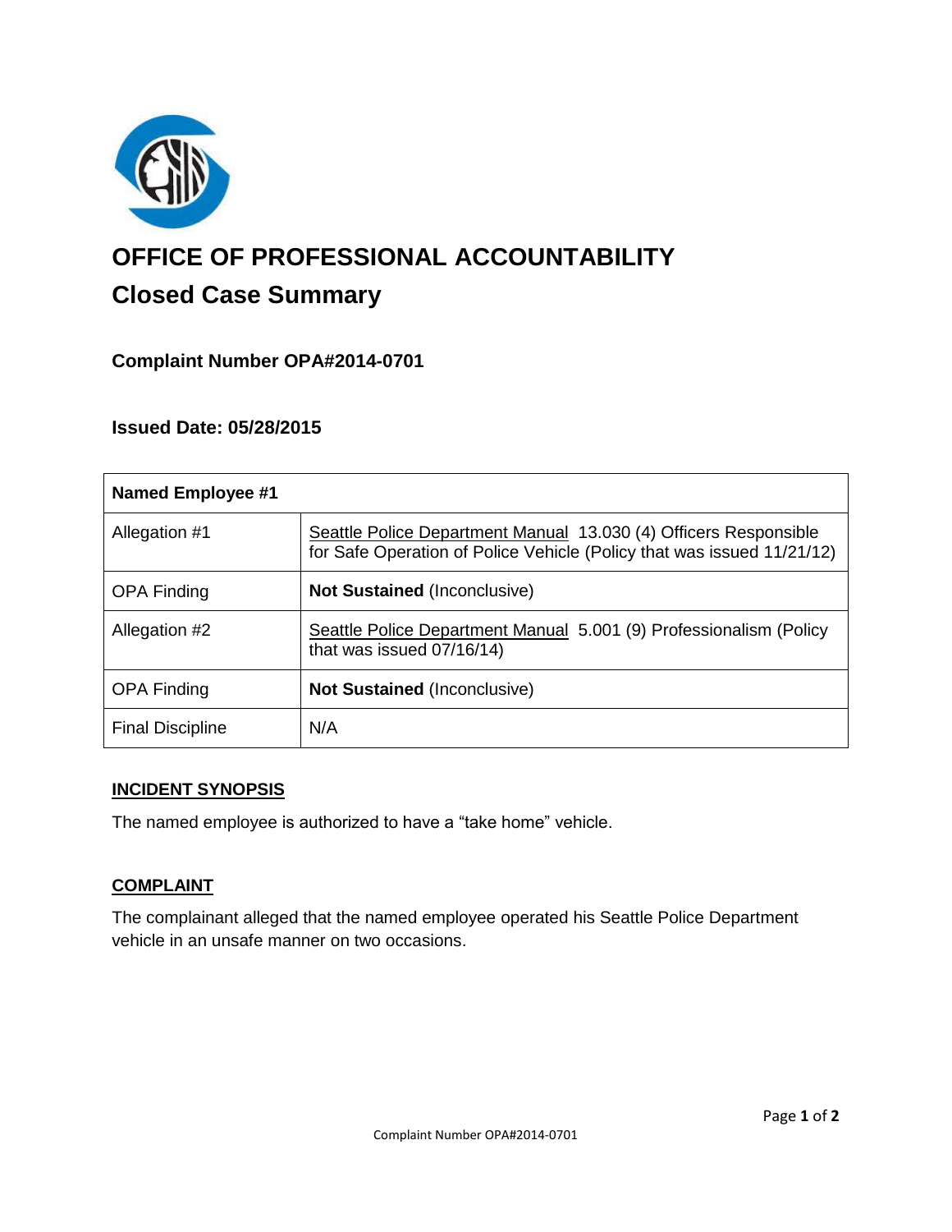# OFFICE OF PROFESSIONAL ACCOUNTABILITY

## Closed Case Summary

### Complaint Number OPA#2014-0701

### Issued Date: 05/28/2015

| Named Employee #1 | |
|---|---|
| Allegation #1 | Seattle Police Department Manual 13.030 (4) Officers Responsible for Safe Operation of Police Vehicle (Policy that was issued 11/21/12) |
| OPA Finding | **Not Sustained** (Inconclusive) |
| Allegation #2 | Seattle Police Department Manual 5.001 (9) Professionalism (Policy that was issued 07/16/14) |
| OPA Finding | **Not Sustained** (Inconclusive) |
| Final Discipline | N/A |

**INCIDENT SYNOPSIS**

The named employee is authorized to have a "take home" vehicle.

**COMPLAINT**

The complainant alleged that the named employee operated his Seattle Police Department vehicle in an unsafe manner on two occasions.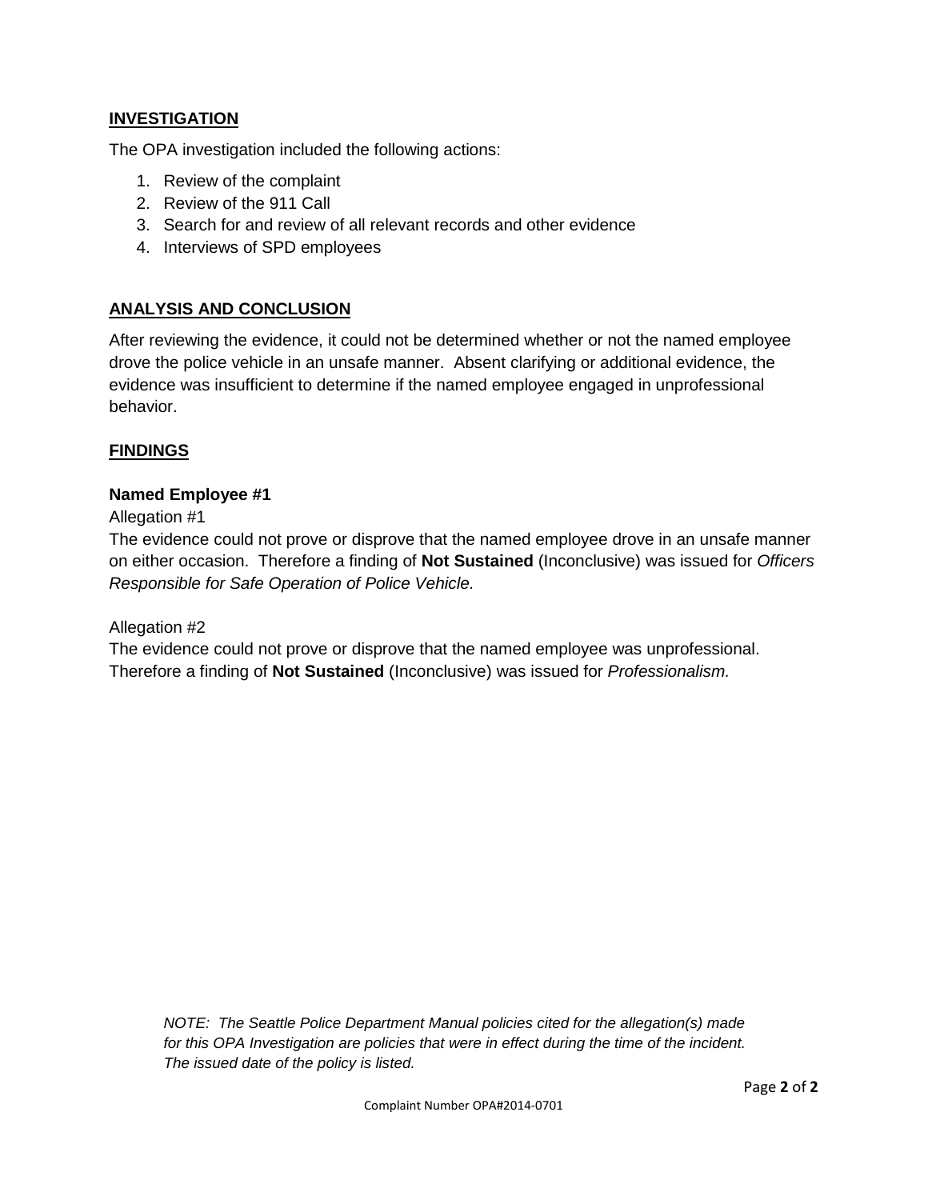## INVESTIGATION

The OPA investigation included the following actions:

1. Review of the complaint
2. Review of the 911 Call
3. Search for and review of all relevant records and other evidence
4. Interviews of SPD employees

## ANALYSIS AND CONCLUSION

After reviewing the evidence, it could not be determined whether or not the named employee drove the police vehicle in an unsafe manner. Absent clarifying or additional evidence, the evidence was insufficient to determine if the named employee engaged in unprofessional behavior.

## FINDINGS

**Named Employee #1**

Allegation #1

The evidence could not prove or disprove that the named employee drove in an unsafe manner on either occasion. Therefore a finding of **Not Sustained** (Inconclusive) was issued for *Officers Responsible for Safe Operation of Police Vehicle.*

Allegation #2

The evidence could not prove or disprove that the named employee was unprofessional. Therefore a finding of **Not Sustained** (Inconclusive) was issued for *Professionalism.*

*NOTE: The Seattle Police Department Manual policies cited for the allegation(s) made for this OPA Investigation are policies that were in effect during the time of the incident. The issued date of the policy is listed.*

Complaint Number OPA#2014-0701